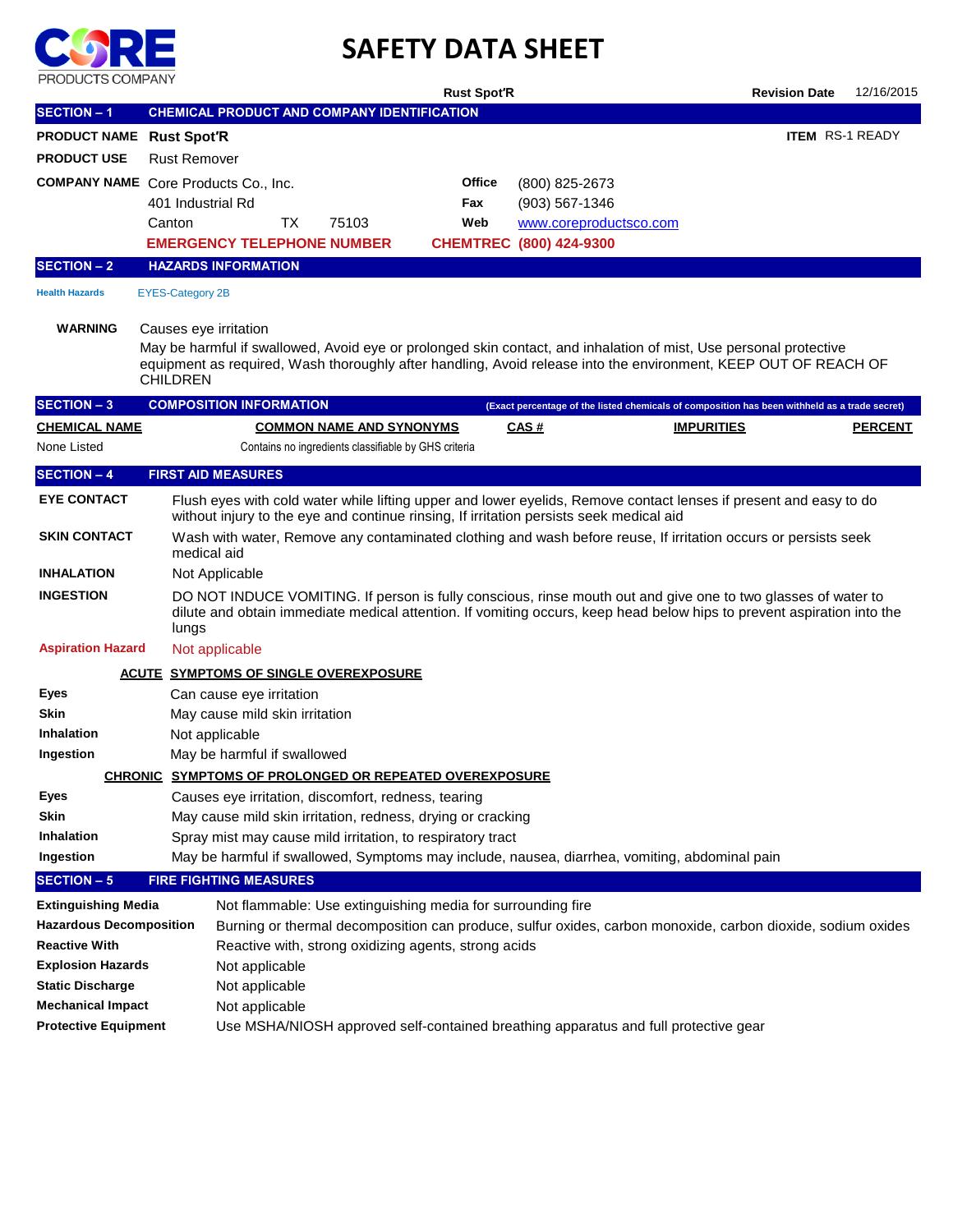CORE PRODUCTS COMPANY

# SAFETY DATA SHEET

**Rust Spot'R** | **Revision Date** 12/16/2015

## SECTION – 1 CHEMICAL PRODUCT AND COMPANY IDENTIFICATION

**PRODUCT NAME** **Rust Spot'R** | **ITEM** RS-1 READY

**PRODUCT USE** Rust Remover

**COMPANY NAME** Core Products Co., Inc.
401 Industrial Rd
Canton TX 75103

**Office** (800) 825-2673
**Fax** (903) 567-1346
**Web** www.coreproductsco.com

**EMERGENCY TELEPHONE NUMBER** **CHEMTREC (800) 424-9300**

## SECTION – 2 HAZARDS INFORMATION

**Health Hazards** EYES-Category 2B

**WARNING** Causes eye irritation

May be harmful if swallowed, Avoid eye or prolonged skin contact, and inhalation of mist, Use personal protective equipment as required, Wash thoroughly after handling, Avoid release into the environment, KEEP OUT OF REACH OF CHILDREN

## SECTION – 3 COMPOSITION INFORMATION

**(Exact percentage of the listed chemicals of composition has been withheld as a trade secret)**

| CHEMICAL NAME | COMMON NAME AND SYNONYMS | CAS # | IMPURITIES | PERCENT |
|---|---|---|---|---|
| None Listed | Contains no ingredients classifiable by GHS criteria | | | |

## SECTION – 4 FIRST AID MEASURES

**EYE CONTACT** Flush eyes with cold water while lifting upper and lower eyelids, Remove contact lenses if present and easy to do without injury to the eye and continue rinsing, If irritation persists seek medical aid

**SKIN CONTACT** Wash with water, Remove any contaminated clothing and wash before reuse, If irritation occurs or persists seek medical aid

**INHALATION** Not Applicable

**INGESTION** DO NOT INDUCE VOMITING. If person is fully conscious, rinse mouth out and give one to two glasses of water to dilute and obtain immediate medical attention. If vomiting occurs, keep head below hips to prevent aspiration into the lungs

**Aspiration Hazard** Not applicable

**ACUTE SYMPTOMS OF SINGLE OVEREXPOSURE**

**Eyes** Can cause eye irritation

**Skin** May cause mild skin irritation

**Inhalation** Not applicable

**Ingestion** May be harmful if swallowed

**CHRONIC SYMPTOMS OF PROLONGED OR REPEATED OVEREXPOSURE**

**Eyes** Causes eye irritation, discomfort, redness, tearing

**Skin** May cause mild skin irritation, redness, drying or cracking

**Inhalation** Spray mist may cause mild irritation, to respiratory tract

**Ingestion** May be harmful if swallowed, Symptoms may include, nausea, diarrhea, vomiting, abdominal pain

## SECTION – 5 FIRE FIGHTING MEASURES

**Extinguishing Media** Not flammable: Use extinguishing media for surrounding fire

**Hazardous Decomposition** Burning or thermal decomposition can produce, sulfur oxides, carbon monoxide, carbon dioxide, sodium oxides

**Reactive With** Reactive with, strong oxidizing agents, strong acids

**Explosion Hazards** Not applicable

**Static Discharge** Not applicable

**Mechanical Impact** Not applicable

**Protective Equipment** Use MSHA/NIOSH approved self-contained breathing apparatus and full protective gear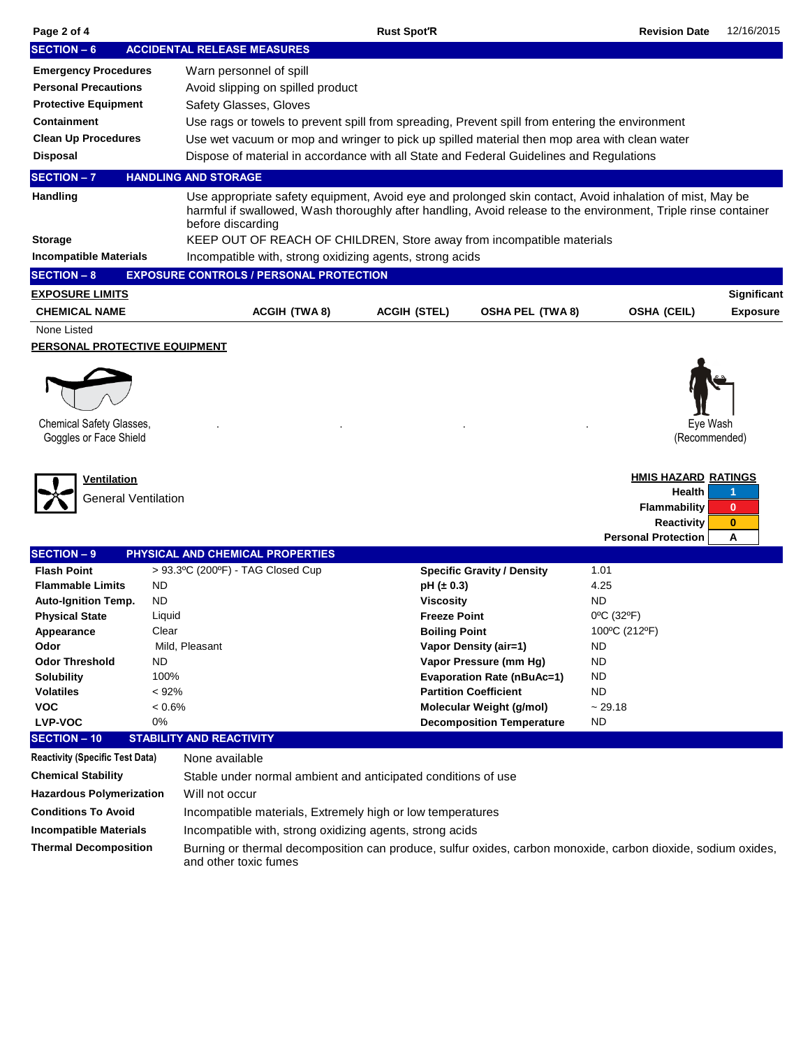## SECTION – 6 ACCIDENTAL RELEASE MEASURES

| | |
|---|---|
| **Emergency Procedures** | Warn personnel of spill |
| **Personal Precautions** | Avoid slipping on spilled product |
| **Protective Equipment** | Safety Glasses, Gloves |
| **Containment** | Use rags or towels to prevent spill from spreading, Prevent spill from entering the environment |
| **Clean Up Procedures** | Use wet vacuum or mop and wringer to pick up spilled material then mop area with clean water |
| **Disposal** | Dispose of material in accordance with all State and Federal Guidelines and Regulations |

## SECTION – 7 HANDLING AND STORAGE

| | |
|---|---|
| **Handling** | Use appropriate safety equipment, Avoid eye and prolonged skin contact, Avoid inhalation of mist, May be harmful if swallowed, Wash thoroughly after handling, Avoid release to the environment, Triple rinse container before discarding |
| **Storage** | KEEP OUT OF REACH OF CHILDREN, Store away from incompatible materials |
| **Incompatible Materials** | Incompatible with, strong oxidizing agents, strong acids |

## SECTION – 8 EXPOSURE CONTROLS / PERSONAL PROTECTION

**EXPOSURE LIMITS**

| CHEMICAL NAME | ACGIH (TWA 8) | ACGIH (STEL) | OSHA PEL (TWA 8) | OSHA (CEIL) | Significant Exposure |
|---|---|---|---|---|---|
| None Listed | | | | | |

**PERSONAL PROTECTIVE EQUIPMENT**

Chemical Safety Glasses, Goggles or Face Shield

Eye Wash (Recommended)

**Ventilation**

General Ventilation

**HMIS HAZARD RATINGS**

| | |
|---|---|
| Health | 1 |
| Flammability | 0 |
| Reactivity | 0 |
| Personal Protection | A |

## SECTION – 9 PHYSICAL AND CHEMICAL PROPERTIES

| | | | |
|---|---|---|---|
| **Flash Point** | > 93.3ºC (200ºF) - TAG Closed Cup | **Specific Gravity / Density** | 1.01 |
| **Flammable Limits** | ND | **pH (± 0.3)** | 4.25 |
| **Auto-Ignition Temp.** | ND | **Viscosity** | ND |
| **Physical State** | Liquid | **Freeze Point** | 0ºC (32ºF) |
| **Appearance** | Clear | **Boiling Point** | 100ºC (212ºF) |
| **Odor** | Mild, Pleasant | **Vapor Density (air=1)** | ND |
| **Odor Threshold** | ND | **Vapor Pressure (mm Hg)** | ND |
| **Solubility** | 100% | **Evaporation Rate (nBuAc=1)** | ND |
| **Volatiles** | < 92% | **Partition Coefficient** | ND |
| **VOC** | < 0.6% | **Molecular Weight (g/mol)** | ~ 29.18 |
| **LVP-VOC** | 0% | **Decomposition Temperature** | ND |

## SECTION – 10 STABILITY AND REACTIVITY

| | |
|---|---|
| **Reactivity (Specific Test Data)** | None available |
| **Chemical Stability** | Stable under normal ambient and anticipated conditions of use |
| **Hazardous Polymerization** | Will not occur |
| **Conditions To Avoid** | Incompatible materials, Extremely high or low temperatures |
| **Incompatible Materials** | Incompatible with, strong oxidizing agents, strong acids |
| **Thermal Decomposition** | Burning or thermal decomposition can produce, sulfur oxides, carbon monoxide, carbon dioxide, sodium oxides, and other toxic fumes |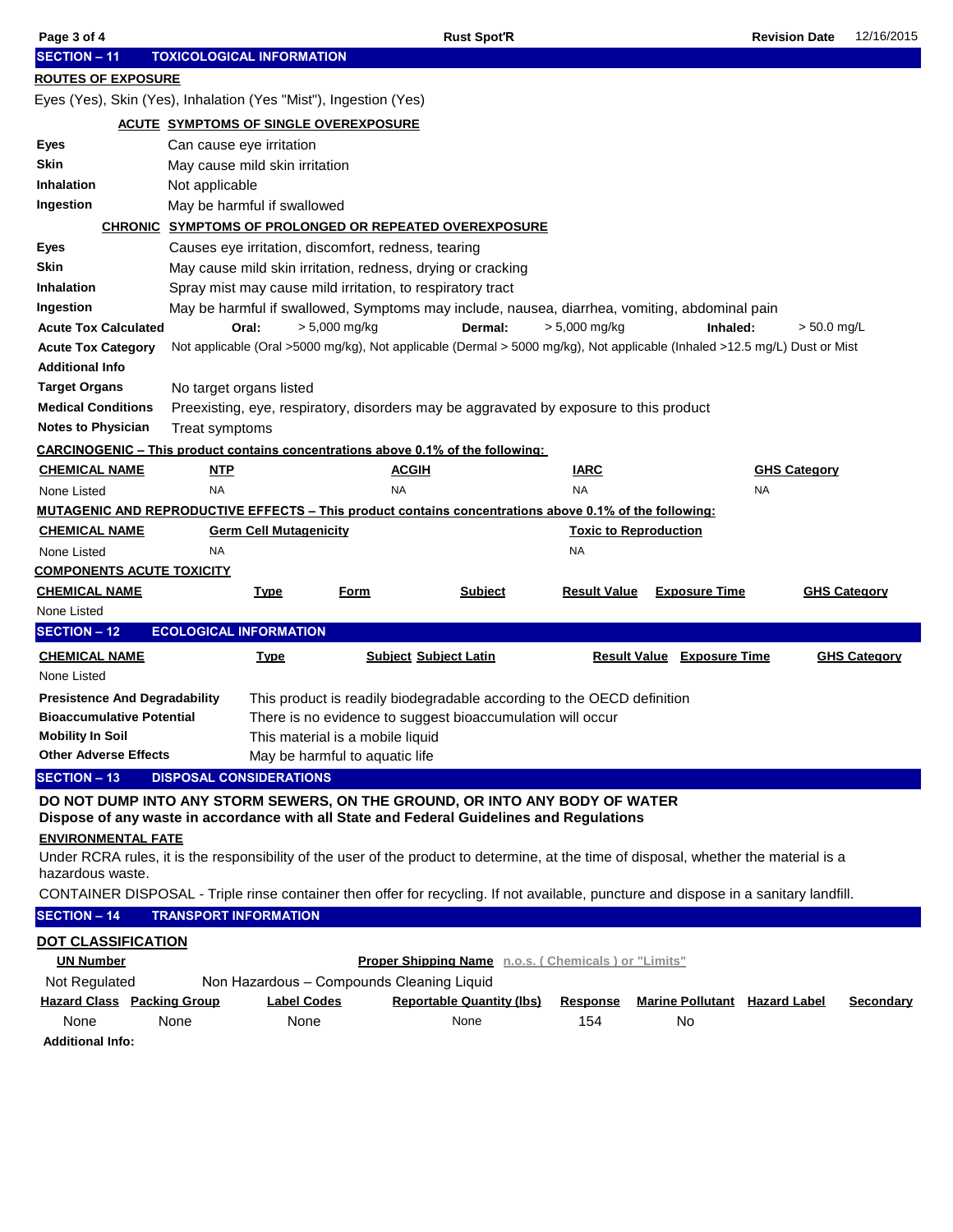## SECTION – 11 TOXICOLOGICAL INFORMATION

**ROUTES OF EXPOSURE**

Eyes (Yes), Skin (Yes), Inhalation (Yes "Mist"), Ingestion (Yes)

**ACUTE SYMPTOMS OF SINGLE OVEREXPOSURE**

| | |
|---|---|
| **Eyes** | Can cause eye irritation |
| **Skin** | May cause mild skin irritation |
| **Inhalation** | Not applicable |
| **Ingestion** | May be harmful if swallowed |

**CHRONIC SYMPTOMS OF PROLONGED OR REPEATED OVEREXPOSURE**

| | |
|---|---|
| **Eyes** | Causes eye irritation, discomfort, redness, tearing |
| **Skin** | May cause mild skin irritation, redness, drying or cracking |
| **Inhalation** | Spray mist may cause mild irritation, to respiratory tract |
| **Ingestion** | May be harmful if swallowed, Symptoms may include, nausea, diarrhea, vomiting, abdominal pain |

**Acute Tox Calculated** Oral: > 5,000 mg/kg Dermal: > 5,000 mg/kg Inhaled: > 50.0 mg/L

**Acute Tox Category** Not applicable (Oral >5000 mg/kg), Not applicable (Dermal > 5000 mg/kg), Not applicable (Inhaled >12.5 mg/L) Dust or Mist

**Additional Info**

**Target Organs** No target organs listed

**Medical Conditions** Preexisting, eye, respiratory, disorders may be aggravated by exposure to this product

**Notes to Physician** Treat symptoms

**CARCINOGENIC – This product contains concentrations above 0.1% of the following:**

| CHEMICAL NAME | NTP | ACGIH | IARC | GHS Category |
|---|---|---|---|---|
| None Listed | NA | NA | NA | NA |

**MUTAGENIC AND REPRODUCTIVE EFFECTS – This product contains concentrations above 0.1% of the following:**

| CHEMICAL NAME | Germ Cell Mutagenicity | Toxic to Reproduction |
|---|---|---|
| None Listed | NA | NA |

**COMPONENTS ACUTE TOXICITY**

| CHEMICAL NAME | Type | Form | Subject | Result Value | Exposure Time | GHS Category |
|---|---|---|---|---|---|---|
| None Listed | | | | | | |

## SECTION – 12 ECOLOGICAL INFORMATION

| CHEMICAL NAME | Type | Subject Subject Latin | Result Value | Exposure Time | GHS Category |
|---|---|---|---|---|---|
| None Listed | | | | | |

| | |
|---|---|
| **Presistence And Degradability** | This product is readily biodegradable according to the OECD definition |
| **Bioaccumulative Potential** | There is no evidence to suggest bioaccumulation will occur |
| **Mobility In Soil** | This material is a mobile liquid |
| **Other Adverse Effects** | May be harmful to aquatic life |

## SECTION – 13 DISPOSAL CONSIDERATIONS

**DO NOT DUMP INTO ANY STORM SEWERS, ON THE GROUND, OR INTO ANY BODY OF WATER**
**Dispose of any waste in accordance with all State and Federal Guidelines and Regulations**

**ENVIRONMENTAL FATE**

Under RCRA rules, it is the responsibility of the user of the product to determine, at the time of disposal, whether the material is a hazardous waste.

CONTAINER DISPOSAL - Triple rinse container then offer for recycling. If not available, puncture and dispose in a sanitary landfill.

## SECTION – 14 TRANSPORT INFORMATION

**DOT CLASSIFICATION**

| UN Number | Proper Shipping Name n.o.s. ( Chemicals ) or "Limits" |
|---|---|
| Not Regulated | Non Hazardous – Compounds Cleaning Liquid |

| Hazard Class | Packing Group | Label Codes | Reportable Quantity (lbs) | Response | Marine Pollutant | Hazard Label | Secondary |
|---|---|---|---|---|---|---|---|
| None | None | None | None | 154 | No | | |

**Additional Info:**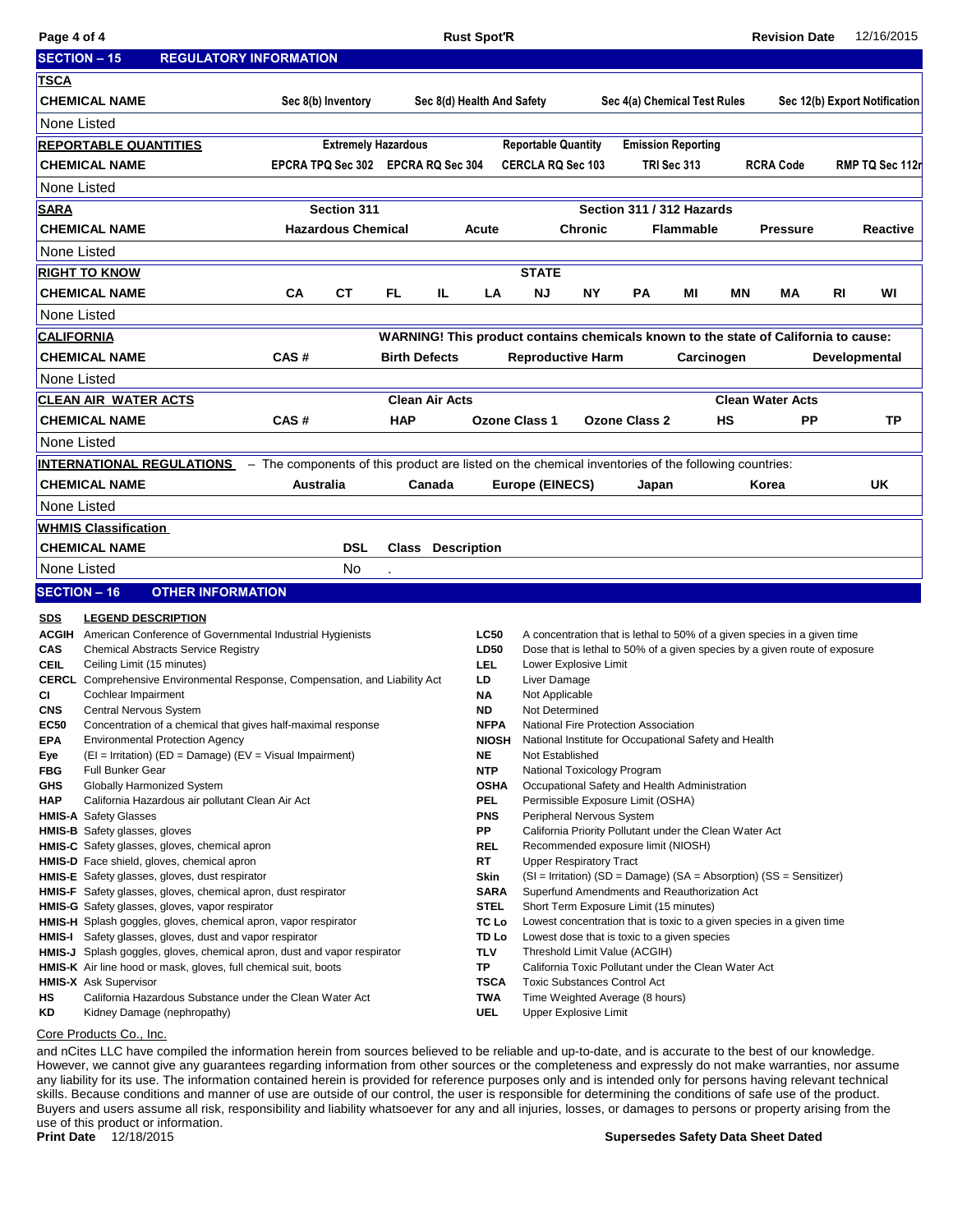## SECTION – 15 REGULATORY INFORMATION

**TSCA**

| CHEMICAL NAME | Sec 8(b) Inventory | Sec 8(d) Health And Safety | Sec 4(a) Chemical Test Rules | Sec 12(b) Export Notification |
|---|---|---|---|---|
| None Listed | | | | |

**REPORTABLE QUANTITIES**

| | Extremely Hazardous | | Reportable Quantity | Emission Reporting | | |
|---|---|---|---|---|---|---|
| CHEMICAL NAME | EPCRA TPQ Sec 302 | EPCRA RQ Sec 304 | CERCLA RQ Sec 103 | TRI Sec 313 | RCRA Code | RMP TQ Sec 112r |
| None Listed | | | | | | |

**SARA**

| | Section 311 | Section 311 / 312 Hazards | | | | |
|---|---|---|---|---|---|---|
| CHEMICAL NAME | Hazardous Chemical | Acute | Chronic | Flammable | Pressure | Reactive |
| None Listed | | | | | | |

**RIGHT TO KNOW**

| | STATE | | | | | | | | | | | | |
|---|---|---|---|---|---|---|---|---|---|---|---|---|---|
| CHEMICAL NAME | CA | CT | FL | IL | LA | NJ | NY | PA | MI | MN | MA | RI | WI |
| None Listed | | | | | | | | | | | | | |

**CALIFORNIA**

WARNING! This product contains chemicals known to the state of California to cause:

| CHEMICAL NAME | CAS # | Birth Defects | Reproductive Harm | Carcinogen | Developmental |
|---|---|---|---|---|---|
| None Listed | | | | | |

**CLEAN AIR WATER ACTS**

| | | Clean Air Acts | | | Clean Water Acts | | |
|---|---|---|---|---|---|---|---|
| CHEMICAL NAME | CAS # | HAP | Ozone Class 1 | Ozone Class 2 | HS | PP | TP |
| None Listed | | | | | | | |

**INTERNATIONAL REGULATIONS** – The components of this product are listed on the chemical inventories of the following countries:

| CHEMICAL NAME | Australia | Canada | Europe (EINECS) | Japan | Korea | UK |
|---|---|---|---|---|---|---|
| None Listed | | | | | | |

**WHMIS Classification**

| CHEMICAL NAME | DSL | Class Description |
|---|---|---|
| None Listed | No | . |

## SECTION – 16 OTHER INFORMATION

| SDS | LEGEND DESCRIPTION | | |
|---|---|---|---|
| ACGIH | American Conference of Governmental Industrial Hygienists | LC50 | A concentration that is lethal to 50% of a given species in a given time |
| CAS | Chemical Abstracts Service Registry | LD50 | Dose that is lethal to 50% of a given species by a given route of exposure |
| CEIL | Ceiling Limit (15 minutes) | LEL | Lower Explosive Limit |
| CERCL | Comprehensive Environmental Response, Compensation, and Liability Act | LD | Liver Damage |
| CI | Cochlear Impairment | NA | Not Applicable |
| CNS | Central Nervous System | ND | Not Determined |
| EC50 | Concentration of a chemical that gives half-maximal response | NFPA | National Fire Protection Association |
| EPA | Environmental Protection Agency | NIOSH | National Institute for Occupational Safety and Health |
| Eye | (EI = Irritation) (ED = Damage) (EV = Visual Impairment) | NE | Not Established |
| FBG | Full Bunker Gear | NTP | National Toxicology Program |
| GHS | Globally Harmonized System | OSHA | Occupational Safety and Health Administration |
| HAP | California Hazardous air pollutant Clean Air Act | PEL | Permissible Exposure Limit (OSHA) |
| HMIS-A | Safety Glasses | PNS | Peripheral Nervous System |
| HMIS-B | Safety glasses, gloves | PP | California Priority Pollutant under the Clean Water Act |
| HMIS-C | Safety glasses, gloves, chemical apron | REL | Recommended exposure limit (NIOSH) |
| HMIS-D | Face shield, gloves, chemical apron | RT | Upper Respiratory Tract |
| HMIS-E | Safety glasses, gloves, dust respirator | Skin | (SI = Irritation) (SD = Damage) (SA = Absorption) (SS = Sensitizer) |
| HMIS-F | Safety glasses, gloves, chemical apron, dust respirator | SARA | Superfund Amendments and Reauthorization Act |
| HMIS-G | Safety glasses, gloves, vapor respirator | STEL | Short Term Exposure Limit (15 minutes) |
| HMIS-H | Splash goggles, gloves, chemical apron, vapor respirator | TC Lo | Lowest concentration that is toxic to a given species in a given time |
| HMIS-I | Safety glasses, gloves, dust and vapor respirator | TD Lo | Lowest dose that is toxic to a given species |
| HMIS-J | Splash goggles, gloves, chemical apron, dust and vapor respirator | TLV | Threshold Limit Value (ACGIH) |
| HMIS-K | Air line hood or mask, gloves, full chemical suit, boots | TP | California Toxic Pollutant under the Clean Water Act |
| HMIS-X | Ask Supervisor | TSCA | Toxic Substances Control Act |
| HS | California Hazardous Substance under the Clean Water Act | TWA | Time Weighted Average (8 hours) |
| KD | Kidney Damage (nephropathy) | UEL | Upper Explosive Limit |

Core Products Co., Inc.

and nCites LLC have compiled the information herein from sources believed to be reliable and up-to-date, and is accurate to the best of our knowledge. However, we cannot give any guarantees regarding information from other sources or the completeness and expressly do not make warranties, nor assume any liability for its use. The information contained herein is provided for reference purposes only and is intended only for persons having relevant technical skills. Because conditions and manner of use are outside of our control, the user is responsible for determining the conditions of safe use of the product. Buyers and users assume all risk, responsibility and liability whatsoever for any and all injuries, losses, or damages to persons or property arising from the use of this product or information.

**Print Date** 12/18/2015 **Supersedes Safety Data Sheet Dated**